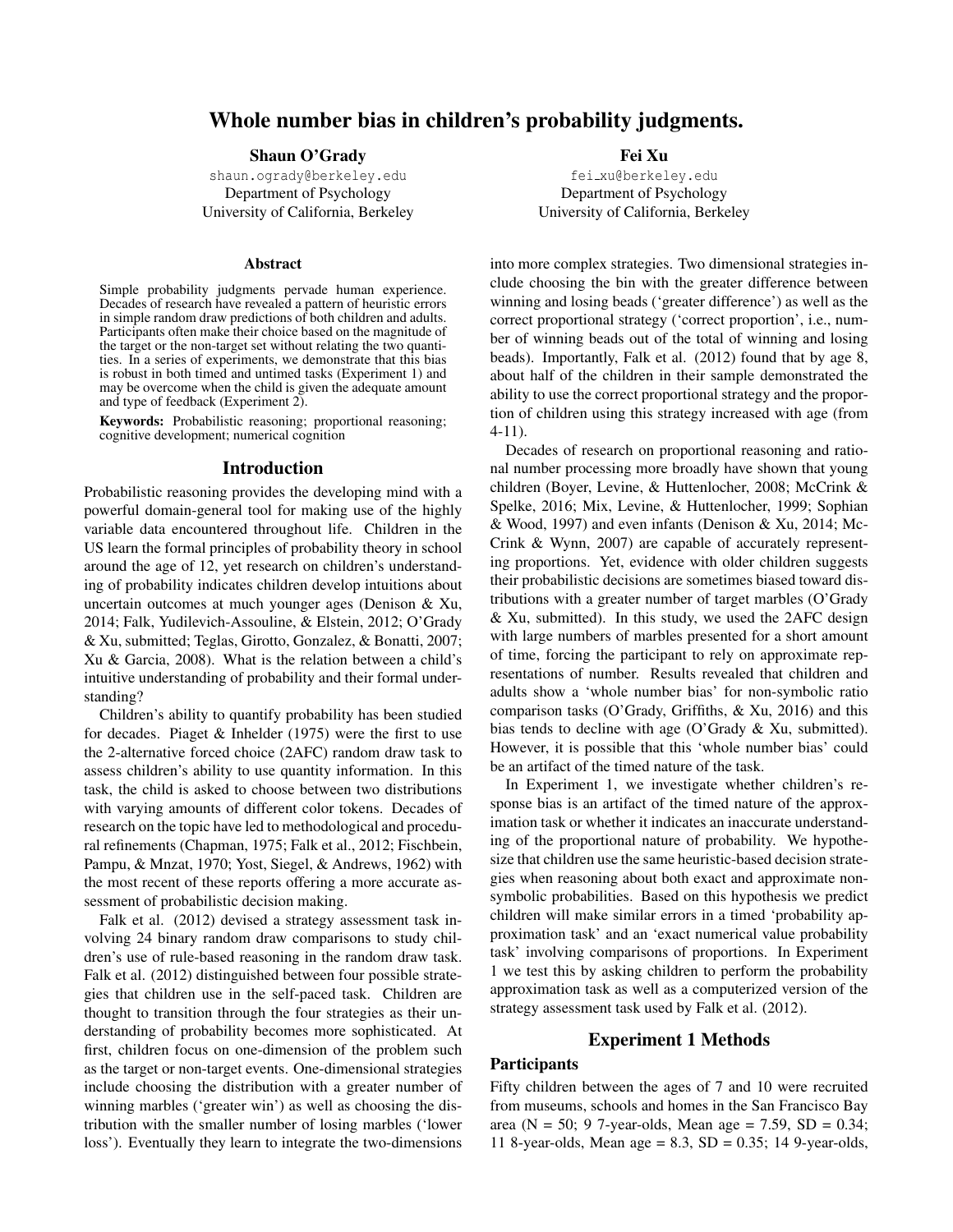# Whole number bias in children's probability judgments.

**Shaun O'Grady**
shaun.ogrady@berkeley.edu
Department of Psychology
University of California, Berkeley

**Fei Xu**
fei_xu@berkeley.edu
Department of Psychology
University of California, Berkeley

## Abstract

Simple probability judgments pervade human experience. Decades of research have revealed a pattern of heuristic errors in simple random draw predictions of both children and adults. Participants often make their choice based on the magnitude of the target or the non-target set without relating the two quantities. In a series of experiments, we demonstrate that this bias is robust in both timed and untimed tasks (Experiment 1) and may be overcome when the child is given the adequate amount and type of feedback (Experiment 2).

**Keywords:** Probabilistic reasoning; proportional reasoning; cognitive development; numerical cognition

## Introduction

Probabilistic reasoning provides the developing mind with a powerful domain-general tool for making use of the highly variable data encountered throughout life. Children in the US learn the formal principles of probability theory in school around the age of 12, yet research on children's understanding of probability indicates children develop intuitions about uncertain outcomes at much younger ages (Denison & Xu, 2014; Falk, Yudilevich-Assouline, & Elstein, 2012; O'Grady & Xu, submitted; Teglas, Girotto, Gonzalez, & Bonatti, 2007; Xu & Garcia, 2008). What is the relation between a child's intuitive understanding of probability and their formal understanding?

Children's ability to quantify probability has been studied for decades. Piaget & Inhelder (1975) were the first to use the 2-alternative forced choice (2AFC) random draw task to assess children's ability to use quantity information. In this task, the child is asked to choose between two distributions with varying amounts of different color tokens. Decades of research on the topic have led to methodological and procedural refinements (Chapman, 1975; Falk et al., 2012; Fischbein, Pampu, & Mnzat, 1970; Yost, Siegel, & Andrews, 1962) with the most recent of these reports offering a more accurate assessment of probabilistic decision making.

Falk et al. (2012) devised a strategy assessment task involving 24 binary random draw comparisons to study children's use of rule-based reasoning in the random draw task. Falk et al. (2012) distinguished between four possible strategies that children use in the self-paced task. Children are thought to transition through the four strategies as their understanding of probability becomes more sophisticated. At first, children focus on one-dimension of the problem such as the target or non-target events. One-dimensional strategies include choosing the distribution with a greater number of winning marbles ('greater win') as well as choosing the distribution with the smaller number of losing marbles ('lower loss'). Eventually they learn to integrate the two-dimensions into more complex strategies. Two dimensional strategies include choosing the bin with the greater difference between winning and losing beads ('greater difference') as well as the correct proportional strategy ('correct proportion', i.e., number of winning beads out of the total of winning and losing beads). Importantly, Falk et al. (2012) found that by age 8, about half of the children in their sample demonstrated the ability to use the correct proportional strategy and the proportion of children using this strategy increased with age (from 4-11).

Decades of research on proportional reasoning and rational number processing more broadly have shown that young children (Boyer, Levine, & Huttenlocher, 2008; McCrink & Spelke, 2016; Mix, Levine, & Huttenlocher, 1999; Sophian & Wood, 1997) and even infants (Denison & Xu, 2014; McCrink & Wynn, 2007) are capable of accurately representing proportions. Yet, evidence with older children suggests their probabilistic decisions are sometimes biased toward distributions with a greater number of target marbles (O'Grady & Xu, submitted). In this study, we used the 2AFC design with large numbers of marbles presented for a short amount of time, forcing the participant to rely on approximate representations of number. Results revealed that children and adults show a 'whole number bias' for non-symbolic ratio comparison tasks (O'Grady, Griffiths, & Xu, 2016) and this bias tends to decline with age (O'Grady & Xu, submitted). However, it is possible that this 'whole number bias' could be an artifact of the timed nature of the task.

In Experiment 1, we investigate whether children's response bias is an artifact of the timed nature of the approximation task or whether it indicates an inaccurate understanding of the proportional nature of probability. We hypothesize that children use the same heuristic-based decision strategies when reasoning about both exact and approximate non-symbolic probabilities. Based on this hypothesis we predict children will make similar errors in a timed 'probability approximation task' and an 'exact numerical value probability task' involving comparisons of proportions. In Experiment 1 we test this by asking children to perform the probability approximation task as well as a computerized version of the strategy assessment task used by Falk et al. (2012).

## Experiment 1 Methods

### Participants

Fifty children between the ages of 7 and 10 were recruited from museums, schools and homes in the San Francisco Bay area (N = 50; 9 7-year-olds, Mean age = 7.59, SD = 0.34; 11 8-year-olds, Mean age = 8.3, SD = 0.35; 14 9-year-olds,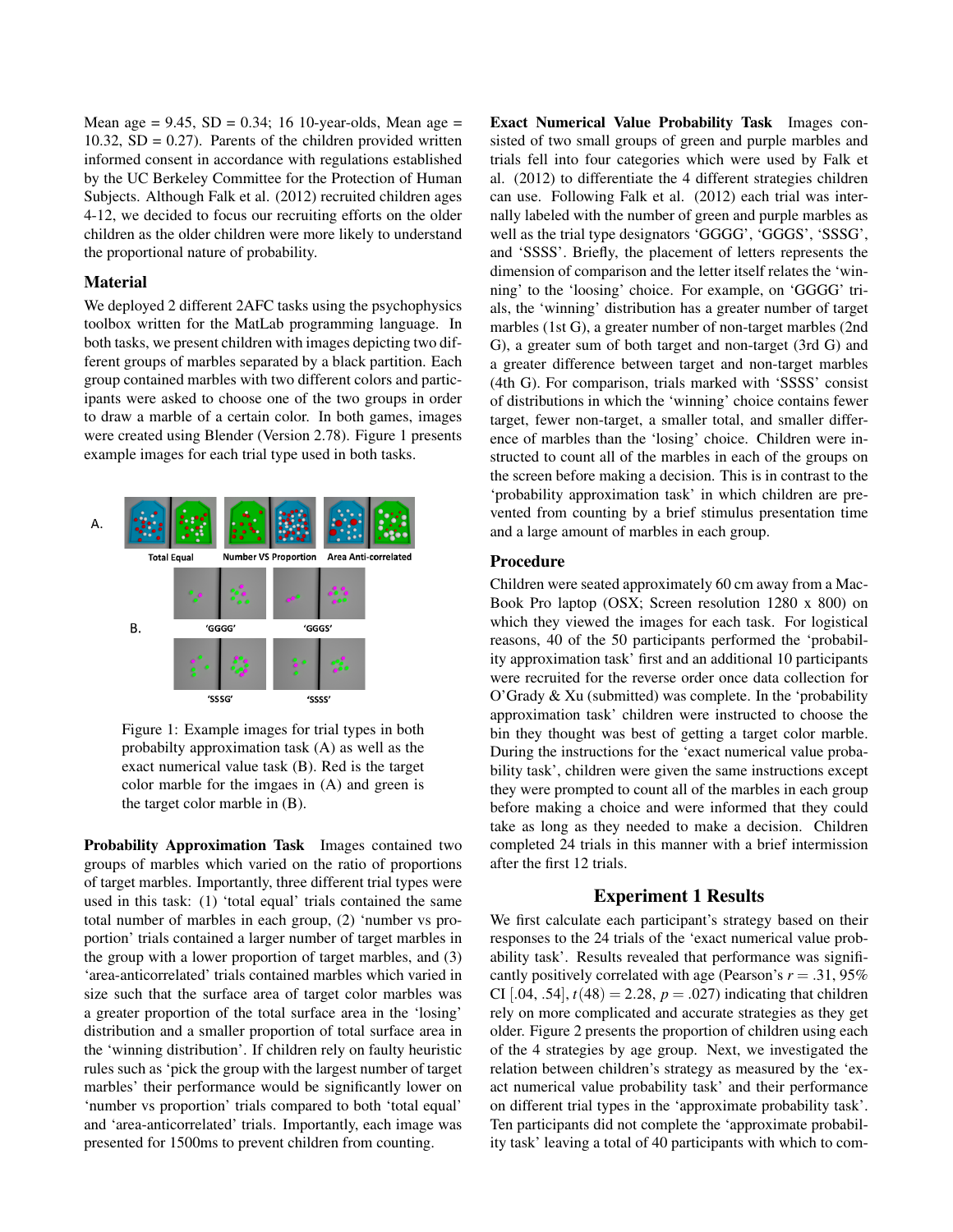Mean age = 9.45, SD = 0.34; 16 10-year-olds, Mean age = 10.32, SD = 0.27). Parents of the children provided written informed consent in accordance with regulations established by the UC Berkeley Committee for the Protection of Human Subjects. Although Falk et al. (2012) recruited children ages 4-12, we decided to focus our recruiting efforts on the older children as the older children were more likely to understand the proportional nature of probability.

## Material

We deployed 2 different 2AFC tasks using the psychophysics toolbox written for the MatLab programming language. In both tasks, we present children with images depicting two different groups of marbles separated by a black partition. Each group contained marbles with two different colors and participants were asked to choose one of the two groups in order to draw a marble of a certain color. In both games, images were created using Blender (Version 2.78). Figure 1 presents example images for each trial type used in both tasks.

A. Total Equal — Number VS Proportion — Area Anti-correlated

B. 'GGGG' — 'GGGS' — 'SSSG' — 'SSSS'

Figure 1: Example images for trial types in both probabilty approximation task (A) as well as the exact numerical value task (B). Red is the target color marble for the imgaes in (A) and green is the target color marble in (B).

**Probability Approximation Task** Images contained two groups of marbles which varied on the ratio of proportions of target marbles. Importantly, three different trial types were used in this task: (1) 'total equal' trials contained the same total number of marbles in each group, (2) 'number vs proportion' trials contained a larger number of target marbles in the group with a lower proportion of target marbles, and (3) 'area-anticorrelated' trials contained marbles which varied in size such that the surface area of target color marbles was a greater proportion of the total surface area in the 'losing' distribution and a smaller proportion of total surface area in the 'winning distribution'. If children rely on faulty heuristic rules such as 'pick the group with the largest number of target marbles' their performance would be significantly lower on 'number vs proportion' trials compared to both 'total equal' and 'area-anticorrelated' trials. Importantly, each image was presented for 1500ms to prevent children from counting.

**Exact Numerical Value Probability Task** Images consisted of two small groups of green and purple marbles and trials fell into four categories which were used by Falk et al. (2012) to differentiate the 4 different strategies children can use. Following Falk et al. (2012) each trial was internally labeled with the number of green and purple marbles as well as the trial type designators 'GGGG', 'GGGS', 'SSSG', and 'SSSS'. Briefly, the placement of letters represents the dimension of comparison and the letter itself relates the 'winning' to the 'loosing' choice. For example, on 'GGGG' trials, the 'winning' distribution has a greater number of target marbles (1st G), a greater number of non-target marbles (2nd G), a greater sum of both target and non-target (3rd G) and a greater difference between target and non-target marbles (4th G). For comparison, trials marked with 'SSSS' consist of distributions in which the 'winning' choice contains fewer target, fewer non-target, a smaller total, and smaller difference of marbles than the 'losing' choice. Children were instructed to count all of the marbles in each of the groups on the screen before making a decision. This is in contrast to the 'probability approximation task' in which children are prevented from counting by a brief stimulus presentation time and a large amount of marbles in each group.

## Procedure

Children were seated approximately 60 cm away from a MacBook Pro laptop (OSX; Screen resolution 1280 x 800) on which they viewed the images for each task. For logistical reasons, 40 of the 50 participants performed the 'probability approximation task' first and an additional 10 participants were recruited for the reverse order once data collection for O'Grady & Xu (submitted) was complete. In the 'probability approximation task' children were instructed to choose the bin they thought was best of getting a target color marble. During the instructions for the 'exact numerical value probability task', children were given the same instructions except they were prompted to count all of the marbles in each group before making a choice and were informed that they could take as long as they needed to make a decision. Children completed 24 trials in this manner with a brief intermission after the first 12 trials.

## Experiment 1 Results

We first calculate each participant's strategy based on their responses to the 24 trials of the 'exact numerical value probability task'. Results revealed that performance was significantly positively correlated with age (Pearson's $r = .31$, 95% CI $[.04, .54]$, $t(48) = 2.28$, $p = .027$) indicating that children rely on more complicated and accurate strategies as they get older. Figure 2 presents the proportion of children using each of the 4 strategies by age group. Next, we investigated the relation between children's strategy as measured by the 'exact numerical value probability task' and their performance on different trial types in the 'approximate probability task'. Ten participants did not complete the 'approximate probability task' leaving a total of 40 participants with which to com-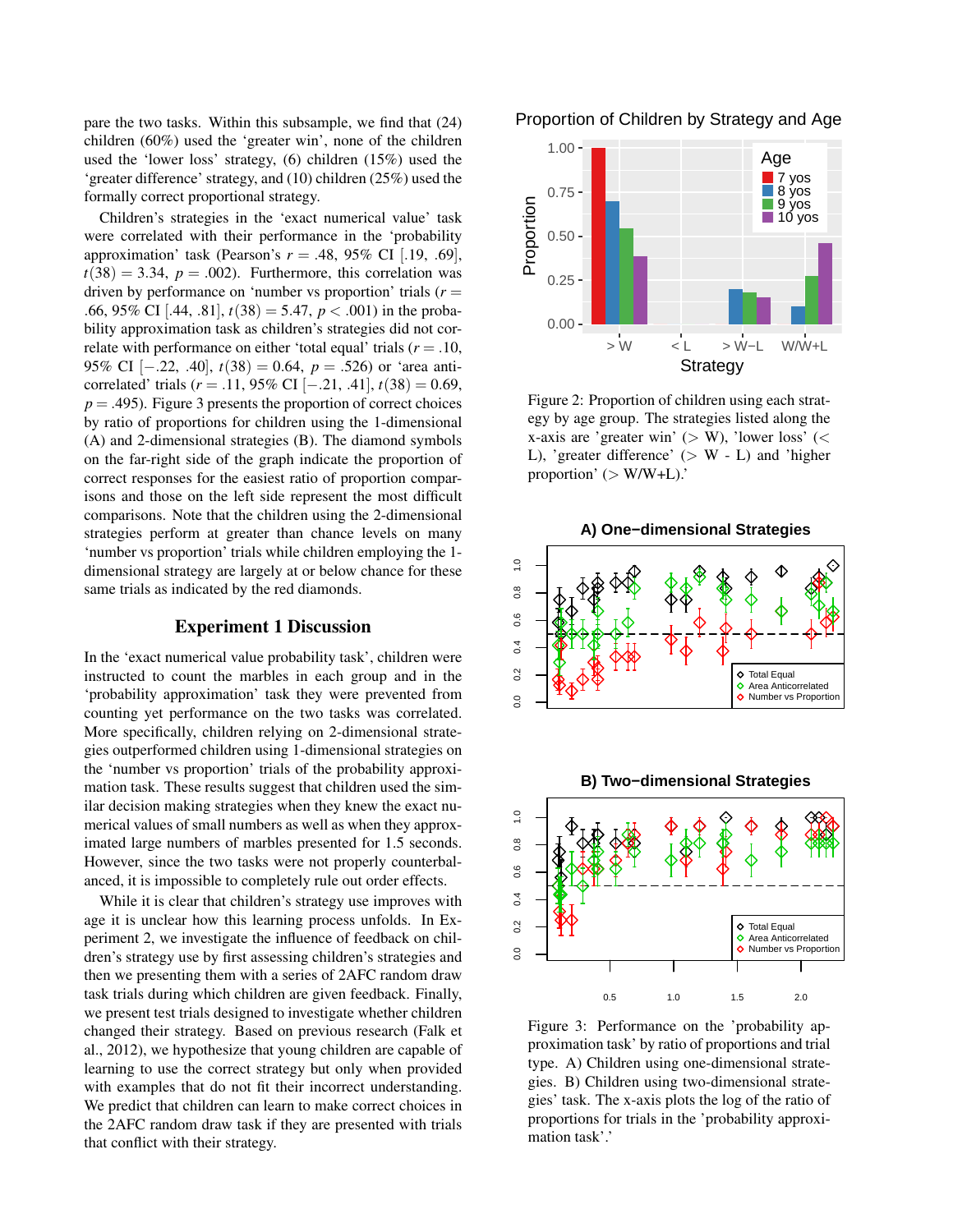pare the two tasks. Within this subsample, we find that (24) children (60%) used the 'greater win', none of the children used the 'lower loss' strategy, (6) children (15%) used the 'greater difference' strategy, and (10) children (25%) used the formally correct proportional strategy.

Children's strategies in the 'exact numerical value' task were correlated with their performance in the 'probability approximation' task (Pearson's $r = .48$, 95% CI $[.19, .69]$, $t(38) = 3.34$, $p = .002$). Furthermore, this correlation was driven by performance on 'number vs proportion' trials ($r = .66$, 95% CI $[.44, .81]$, $t(38) = 5.47$, $p < .001$) in the probability approximation task as children's strategies did not correlate with performance on either 'total equal' trials ($r = .10$, 95% CI $[-.22, .40]$, $t(38) = 0.64$, $p = .526$) or 'area anticorrelated' trials ($r = .11$, 95% CI $[-.21, .41]$, $t(38) = 0.69$, $p = .495$). Figure 3 presents the proportion of correct choices by ratio of proportions for children using the 1-dimensional (A) and 2-dimensional strategies (B). The diamond symbols on the far-right side of the graph indicate the proportion of correct responses for the easiest ratio of proportion comparisons and those on the left side represent the most difficult comparisons. Note that the children using the 2-dimensional strategies perform at greater than chance levels on many 'number vs proportion' trials while children employing the 1-dimensional strategy are largely at or below chance for these same trials as indicated by the red diamonds.

## Experiment 1 Discussion

In the 'exact numerical value probability task', children were instructed to count the marbles in each group and in the 'probability approximation' task they were prevented from counting yet performance on the two tasks was correlated. More specifically, children relying on 2-dimensional strategies outperformed children using 1-dimensional strategies on the 'number vs proportion' trials of the probability approximation task. These results suggest that children used the similar decision making strategies when they knew the exact numerical values of small numbers as well as when they approximated large numbers of marbles presented for 1.5 seconds. However, since the two tasks were not properly counterbalanced, it is impossible to completely rule out order effects.

While it is clear that children's strategy use improves with age it is unclear how this learning process unfolds. In Experiment 2, we investigate the influence of feedback on children's strategy use by first assessing children's strategies and then we presenting them with a series of 2AFC random draw task trials during which children are given feedback. Finally, we present test trials designed to investigate whether children changed their strategy. Based on previous research (Falk et al., 2012), we hypothesize that young children are capable of learning to use the correct strategy but only when provided with examples that do not fit their incorrect understanding. We predict that children can learn to make correct choices in the 2AFC random draw task if they are presented with trials that conflict with their strategy.

Figure 2: Proportion of children using each strategy by age group. The strategies listed along the x-axis are 'greater win' (> W), 'lower loss' (< L), 'greater difference' (> W - L) and 'higher proportion' (> W/W+L).'

Figure 3: Performance on the 'probability approximation task' by ratio of proportions and trial type. A) Children using one-dimensional strategies. B) Children using two-dimensional strategies' task. The x-axis plots the log of the ratio of proportions for trials in the 'probability approximation task'.'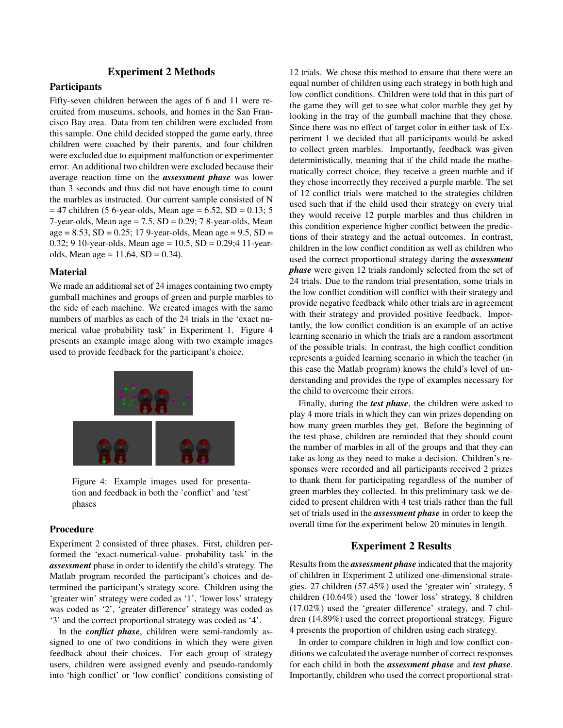## Experiment 2 Methods

### Participants

Fifty-seven children between the ages of 6 and 11 were recruited from museums, schools, and homes in the San Francisco Bay area. Data from ten children were excluded from this sample. One child decided stopped the game early, three children were coached by their parents, and four children were excluded due to equipment malfunction or experimenter error. An additional two children were excluded because their average reaction time on the ***assessment phase*** was lower than 3 seconds and thus did not have enough time to count the marbles as instructed. Our current sample consisted of N = 47 children (5 6-year-olds, Mean age = 6.52, SD = 0.13; 5 7-year-olds, Mean age = 7.5, SD = 0.29; 7 8-year-olds, Mean age = 8.53, SD = 0.25; 17 9-year-olds, Mean age = 9.5, SD = 0.32; 9 10-year-olds, Mean age = 10.5, SD = 0.29;4 11-year-olds, Mean age = 11.64, SD = 0.34).

### Material

We made an additional set of 24 images containing two empty gumball machines and groups of green and purple marbles to the side of each machine. We created images with the same numbers of marbles as each of the 24 trials in the 'exact numerical value probability task' in Experiment 1. Figure 4 presents an example image along with two example images used to provide feedback for the participant's choice.

Figure 4: Example images used for presentation and feedback in both the 'conflict' and 'test' phases

### Procedure

Experiment 2 consisted of three phases. First, children performed the 'exact-numerical-value- probability task' in the ***assessment*** phase in order to identify the child's strategy. The Matlab program recorded the participant's choices and determined the participant's strategy score. Children using the 'greater win' strategy were coded as '1', 'lower loss' strategy was coded as '2', 'greater difference' strategy was coded as '3' and the correct proportional strategy was coded as '4'.

In the ***conflict phase***, children were semi-randomly assigned to one of two conditions in which they were given feedback about their choices. For each group of strategy users, children were assigned evenly and pseudo-randomly into 'high conflict' or 'low conflict' conditions consisting of 12 trials. We chose this method to ensure that there were an equal number of children using each strategy in both high and low conflict conditions. Children were told that in this part of the game they will get to see what color marble they get by looking in the tray of the gumball machine that they chose. Since there was no effect of target color in either task of Experiment 1 we decided that all participants would be asked to collect green marbles. Importantly, feedback was given deterministically, meaning that if the child made the mathematically correct choice, they receive a green marble and if they chose incorrectly they received a purple marble. The set of 12 conflict trials were matched to the strategies children used such that if the child used their strategy on every trial they would receive 12 purple marbles and thus children in this condition experience higher conflict between the predictions of their strategy and the actual outcomes. In contrast, children in the low conflict condition as well as children who used the correct proportional strategy during the ***assessment phase*** were given 12 trials randomly selected from the set of 24 trials. Due to the random trial presentation, some trials in the low conflict condition will conflict with their strategy and provide negative feedback while other trials are in agreement with their strategy and provided positive feedback. Importantly, the low conflict condition is an example of an active learning scenario in which the trials are a random assortment of the possible trials. In contrast, the high conflict condition represents a guided learning scenario in which the teacher (in this case the Matlab program) knows the child's level of understanding and provides the type of examples necessary for the child to overcome their errors.

Finally, during the ***test phase***, the children were asked to play 4 more trials in which they can win prizes depending on how many green marbles they get. Before the beginning of the test phase, children are reminded that they should count the number of marbles in all of the groups and that they can take as long as they need to make a decision. Children's responses were recorded and all participants received 2 prizes to thank them for participating regardless of the number of green marbles they collected. In this preliminary task we decided to present children with 4 test trials rather than the full set of trials used in the ***assessment phase*** in order to keep the overall time for the experiment below 20 minutes in length.

## Experiment 2 Results

Results from the ***assessment phase*** indicated that the majority of children in Experiment 2 utilized one-dimensional strategies. 27 children (57.45%) used the 'greater win' strategy, 5 children (10.64%) used the 'lower loss' strategy, 8 children (17.02%) used the 'greater difference' strategy, and 7 children (14.89%) used the correct proportional strategy. Figure 4 presents the proportion of children using each strategy.

In order to compare children in high and low conflict conditions we calculated the average number of correct responses for each child in both the ***assessment phase*** and ***test phase***. Importantly, children who used the correct proportional strat-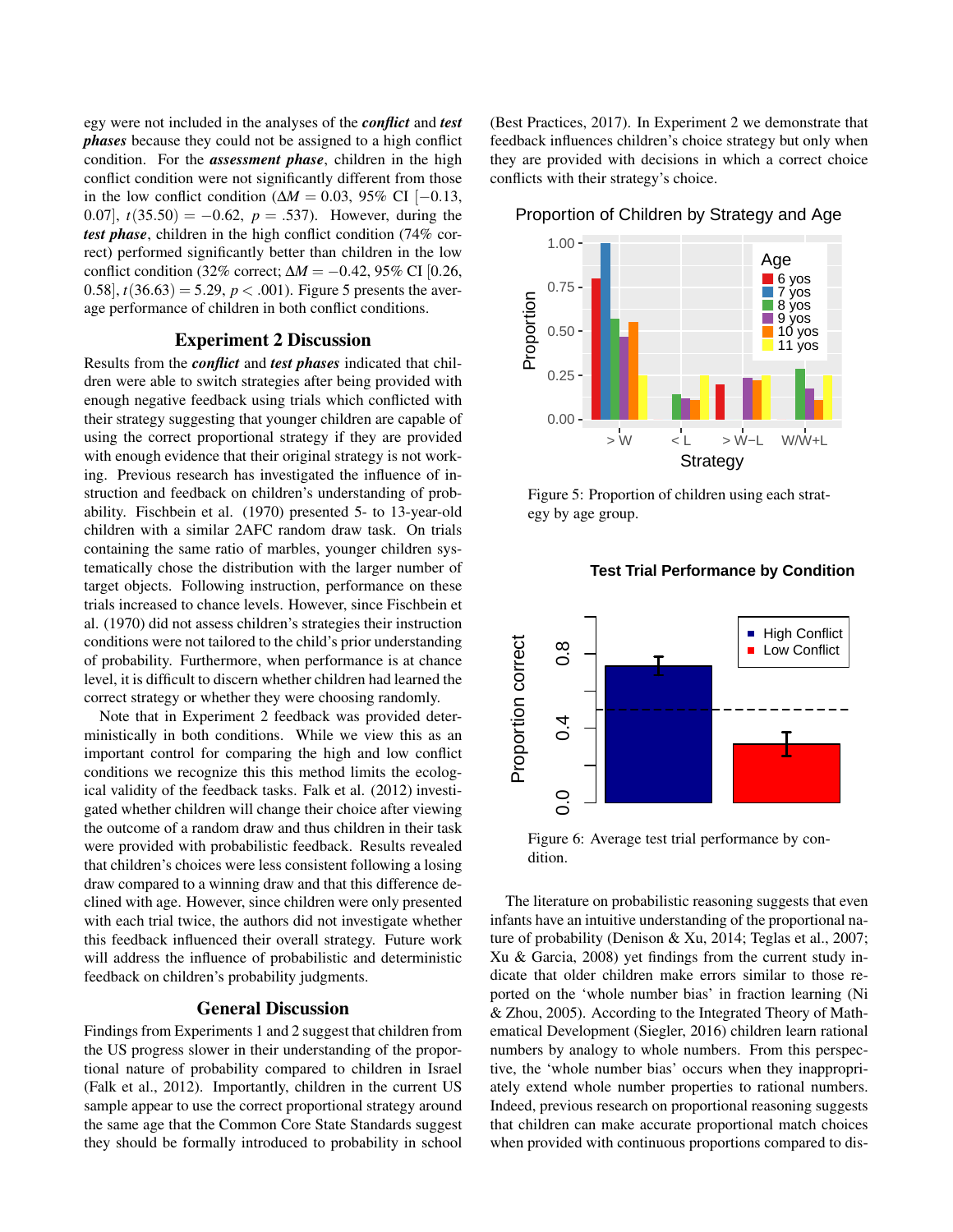egy were not included in the analyses of the ***conflict*** and ***test phases*** because they could not be assigned to a high conflict condition. For the ***assessment phase***, children in the high conflict condition were not significantly different from those in the low conflict condition ($\Delta M = 0.03$, 95% CI $[-0.13, 0.07]$, $t(35.50) = -0.62$, $p = .537$). However, during the ***test phase***, children in the high conflict condition (74% correct) performed significantly better than children in the low conflict condition (32% correct; $\Delta M = -0.42$, 95% CI [0.26, 0.58], $t(36.63) = 5.29$, $p < .001$). Figure 5 presents the average performance of children in both conflict conditions.

## Experiment 2 Discussion

Results from the ***conflict*** and ***test phases*** indicated that children were able to switch strategies after being provided with enough negative feedback using trials which conflicted with their strategy suggesting that younger children are capable of using the correct proportional strategy if they are provided with enough evidence that their original strategy is not working. Previous research has investigated the influence of instruction and feedback on children's understanding of probability. Fischbein et al. (1970) presented 5- to 13-year-old children with a similar 2AFC random draw task. On trials containing the same ratio of marbles, younger children systematically chose the distribution with the larger number of target objects. Following instruction, performance on these trials increased to chance levels. However, since Fischbein et al. (1970) did not assess children's strategies their instruction conditions were not tailored to the child's prior understanding of probability. Furthermore, when performance is at chance level, it is difficult to discern whether children had learned the correct strategy or whether they were choosing randomly.

Note that in Experiment 2 feedback was provided deterministically in both conditions. While we view this as an important control for comparing the high and low conflict conditions we recognize this this method limits the ecological validity of the feedback tasks. Falk et al. (2012) investigated whether children will change their choice after viewing the outcome of a random draw and thus children in their task were provided with probabilistic feedback. Results revealed that children's choices were less consistent following a losing draw compared to a winning draw and that this difference declined with age. However, since children were only presented with each trial twice, the authors did not investigate whether this feedback influenced their overall strategy. Future work will address the influence of probabilistic and deterministic feedback on children's probability judgments.

## General Discussion

Findings from Experiments 1 and 2 suggest that children from the US progress slower in their understanding of the proportional nature of probability compared to children in Israel (Falk et al., 2012). Importantly, children in the current US sample appear to use the correct proportional strategy around the same age that the Common Core State Standards suggest they should be formally introduced to probability in school (Best Practices, 2017). In Experiment 2 we demonstrate that feedback influences children's choice strategy but only when they are provided with decisions in which a correct choice conflicts with their strategy's choice.

Figure 5: Proportion of children using each strategy by age group.

Figure 6: Average test trial performance by condition.

The literature on probabilistic reasoning suggests that even infants have an intuitive understanding of the proportional nature of probability (Denison & Xu, 2014; Teglas et al., 2007; Xu & Garcia, 2008) yet findings from the current study indicate that older children make errors similar to those reported on the 'whole number bias' in fraction learning (Ni & Zhou, 2005). According to the Integrated Theory of Mathematical Development (Siegler, 2016) children learn rational numbers by analogy to whole numbers. From this perspective, the 'whole number bias' occurs when they inappropriately extend whole number properties to rational numbers. Indeed, previous research on proportional reasoning suggests that children can make accurate proportional match choices when provided with continuous proportions compared to dis-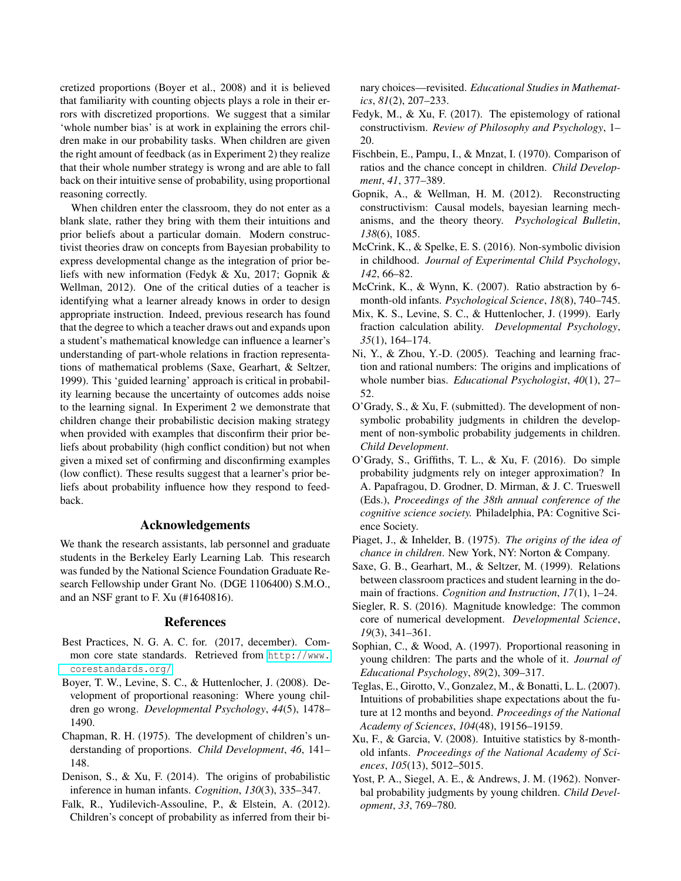cretized proportions (Boyer et al., 2008) and it is believed that familiarity with counting objects plays a role in their errors with discretized proportions. We suggest that a similar 'whole number bias' is at work in explaining the errors children make in our probability tasks. When children are given the right amount of feedback (as in Experiment 2) they realize that their whole number strategy is wrong and are able to fall back on their intuitive sense of probability, using proportional reasoning correctly.

When children enter the classroom, they do not enter as a blank slate, rather they bring with them their intuitions and prior beliefs about a particular domain. Modern constructivist theories draw on concepts from Bayesian probability to express developmental change as the integration of prior beliefs with new information (Fedyk & Xu, 2017; Gopnik & Wellman, 2012). One of the critical duties of a teacher is identifying what a learner already knows in order to design appropriate instruction. Indeed, previous research has found that the degree to which a teacher draws out and expands upon a student's mathematical knowledge can influence a learner's understanding of part-whole relations in fraction representations of mathematical problems (Saxe, Gearhart, & Seltzer, 1999). This 'guided learning' approach is critical in probability learning because the uncertainty of outcomes adds noise to the learning signal. In Experiment 2 we demonstrate that children change their probabilistic decision making strategy when provided with examples that disconfirm their prior beliefs about probability (high conflict condition) but not when given a mixed set of confirming and disconfirming examples (low conflict). These results suggest that a learner's prior beliefs about probability influence how they respond to feedback.

## Acknowledgements

We thank the research assistants, lab personnel and graduate students in the Berkeley Early Learning Lab. This research was funded by the National Science Foundation Graduate Research Fellowship under Grant No. (DGE 1106400) S.M.O., and an NSF grant to F. Xu (#1640816).

## References

Best Practices, N. G. A. C. for. (2017, december). Common core state standards. Retrieved from http://www.corestandards.org/

Boyer, T. W., Levine, S. C., & Huttenlocher, J. (2008). Development of proportional reasoning: Where young children go wrong. *Developmental Psychology*, *44*(5), 1478–1490.

Chapman, R. H. (1975). The development of children's understanding of proportions. *Child Development*, *46*, 141–148.

Denison, S., & Xu, F. (2014). The origins of probabilistic inference in human infants. *Cognition*, *130*(3), 335–347.

Falk, R., Yudilevich-Assouline, P., & Elstein, A. (2012). Children's concept of probability as inferred from their binary choices—revisited. *Educational Studies in Mathematics*, *81*(2), 207–233.

Fedyk, M., & Xu, F. (2017). The epistemology of rational constructivism. *Review of Philosophy and Psychology*, 1–20.

Fischbein, E., Pampu, I., & Mnzat, I. (1970). Comparison of ratios and the chance concept in children. *Child Development*, *41*, 377–389.

Gopnik, A., & Wellman, H. M. (2012). Reconstructing constructivism: Causal models, bayesian learning mechanisms, and the theory theory. *Psychological Bulletin*, *138*(6), 1085.

McCrink, K., & Spelke, E. S. (2016). Non-symbolic division in childhood. *Journal of Experimental Child Psychology*, *142*, 66–82.

McCrink, K., & Wynn, K. (2007). Ratio abstraction by 6-month-old infants. *Psychological Science*, *18*(8), 740–745.

Mix, K. S., Levine, S. C., & Huttenlocher, J. (1999). Early fraction calculation ability. *Developmental Psychology*, *35*(1), 164–174.

Ni, Y., & Zhou, Y.-D. (2005). Teaching and learning fraction and rational numbers: The origins and implications of whole number bias. *Educational Psychologist*, *40*(1), 27–52.

O'Grady, S., & Xu, F. (submitted). The development of non-symbolic probability judgments in children the development of non-symbolic probability judgements in children. *Child Development*.

O'Grady, S., Griffiths, T. L., & Xu, F. (2016). Do simple probability judgments rely on integer approximation? In A. Papafragou, D. Grodner, D. Mirman, & J. C. Trueswell (Eds.), *Proceedings of the 38th annual conference of the cognitive science society.* Philadelphia, PA: Cognitive Science Society.

Piaget, J., & Inhelder, B. (1975). *The origins of the idea of chance in children*. New York, NY: Norton & Company.

Saxe, G. B., Gearhart, M., & Seltzer, M. (1999). Relations between classroom practices and student learning in the domain of fractions. *Cognition and Instruction*, *17*(1), 1–24.

Siegler, R. S. (2016). Magnitude knowledge: The common core of numerical development. *Developmental Science*, *19*(3), 341–361.

Sophian, C., & Wood, A. (1997). Proportional reasoning in young children: The parts and the whole of it. *Journal of Educational Psychology*, *89*(2), 309–317.

Teglas, E., Girotto, V., Gonzalez, M., & Bonatti, L. L. (2007). Intuitions of probabilities shape expectations about the future at 12 months and beyond. *Proceedings of the National Academy of Sciences*, *104*(48), 19156–19159.

Xu, F., & Garcia, V. (2008). Intuitive statistics by 8-month-old infants. *Proceedings of the National Academy of Sciences*, *105*(13), 5012–5015.

Yost, P. A., Siegel, A. E., & Andrews, J. M. (1962). Nonverbal probability judgments by young children. *Child Development*, *33*, 769–780.